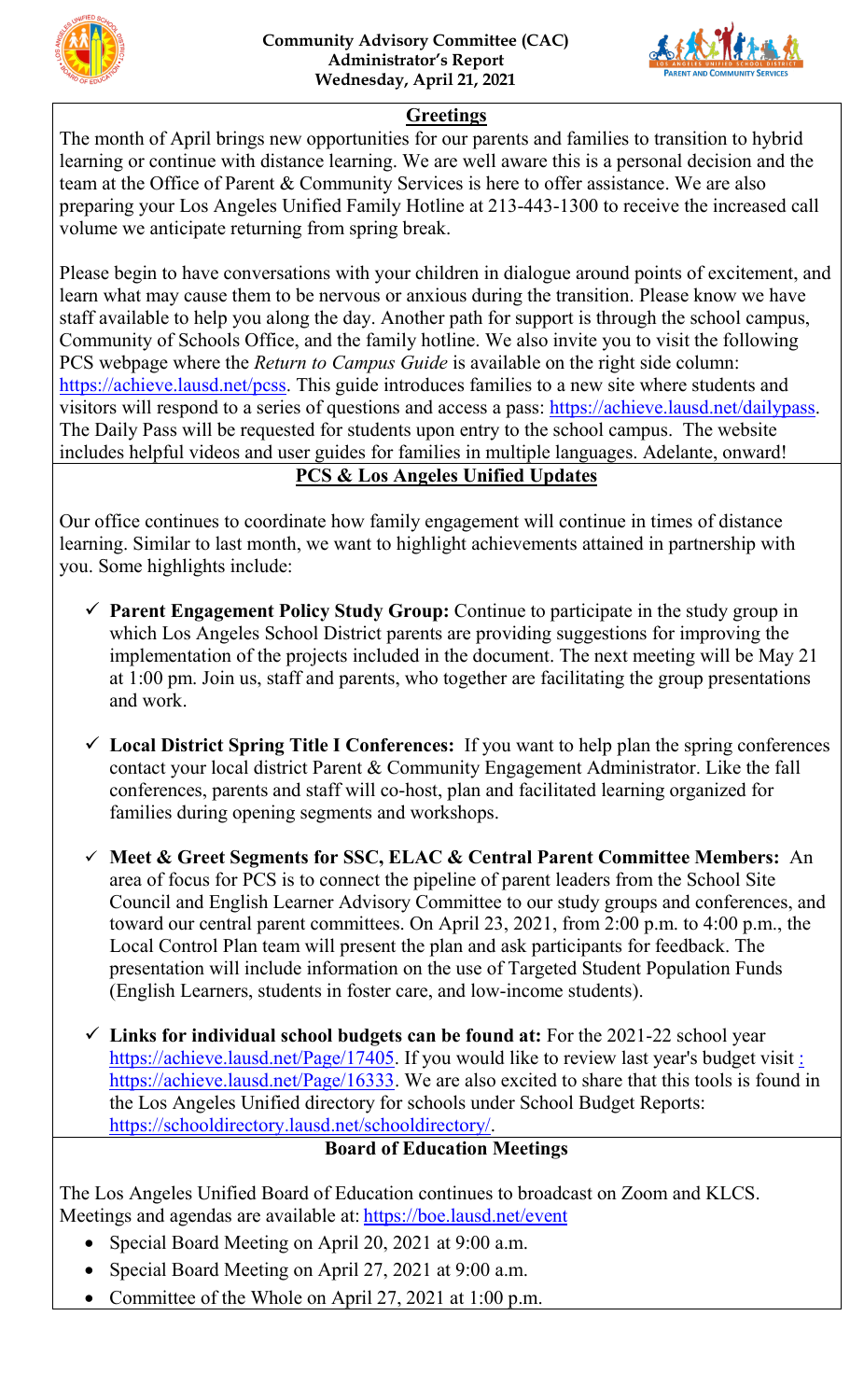**Community Advisory Committee (CAC)**
**Administrator's Report**
**Wednesday, April 21, 2021**

## Greetings

The month of April brings new opportunities for our parents and families to transition to hybrid learning or continue with distance learning. We are well aware this is a personal decision and the team at the Office of Parent & Community Services is here to offer assistance. We are also preparing your Los Angeles Unified Family Hotline at 213-443-1300 to receive the increased call volume we anticipate returning from spring break.

Please begin to have conversations with your children in dialogue around points of excitement, and learn what may cause them to be nervous or anxious during the transition. Please know we have staff available to help you along the day. Another path for support is through the school campus, Community of Schools Office, and the family hotline. We also invite you to visit the following PCS webpage where the *Return to Campus Guide* is available on the right side column: https://achieve.lausd.net/pcss. This guide introduces families to a new site where students and visitors will respond to a series of questions and access a pass: https://achieve.lausd.net/dailypass. The Daily Pass will be requested for students upon entry to the school campus. The website includes helpful videos and user guides for families in multiple languages. Adelante, onward!

## PCS & Los Angeles Unified Updates

Our office continues to coordinate how family engagement will continue in times of distance learning. Similar to last month, we want to highlight achievements attained in partnership with you. Some highlights include:

- ✓ **Parent Engagement Policy Study Group:** Continue to participate in the study group in which Los Angeles School District parents are providing suggestions for improving the implementation of the projects included in the document. The next meeting will be May 21 at 1:00 pm. Join us, staff and parents, who together are facilitating the group presentations and work.

- ✓ **Local District Spring Title I Conferences:** If you want to help plan the spring conferences contact your local district Parent & Community Engagement Administrator. Like the fall conferences, parents and staff will co-host, plan and facilitated learning organized for families during opening segments and workshops.

- ✓ **Meet & Greet Segments for SSC, ELAC & Central Parent Committee Members:** An area of focus for PCS is to connect the pipeline of parent leaders from the School Site Council and English Learner Advisory Committee to our study groups and conferences, and toward our central parent committees. On April 23, 2021, from 2:00 p.m. to 4:00 p.m., the Local Control Plan team will present the plan and ask participants for feedback. The presentation will include information on the use of Targeted Student Population Funds (English Learners, students in foster care, and low-income students).

- ✓ **Links for individual school budgets can be found at:** For the 2021-22 school year https://achieve.lausd.net/Page/17405. If you would like to review last year's budget visit : https://achieve.lausd.net/Page/16333. We are also excited to share that this tools is found in the Los Angeles Unified directory for schools under School Budget Reports: https://schooldirectory.lausd.net/schooldirectory/.

## Board of Education Meetings

The Los Angeles Unified Board of Education continues to broadcast on Zoom and KLCS. Meetings and agendas are available at: https://boe.lausd.net/event

- Special Board Meeting on April 20, 2021 at 9:00 a.m.
- Special Board Meeting on April 27, 2021 at 9:00 a.m.
- Committee of the Whole on April 27, 2021 at 1:00 p.m.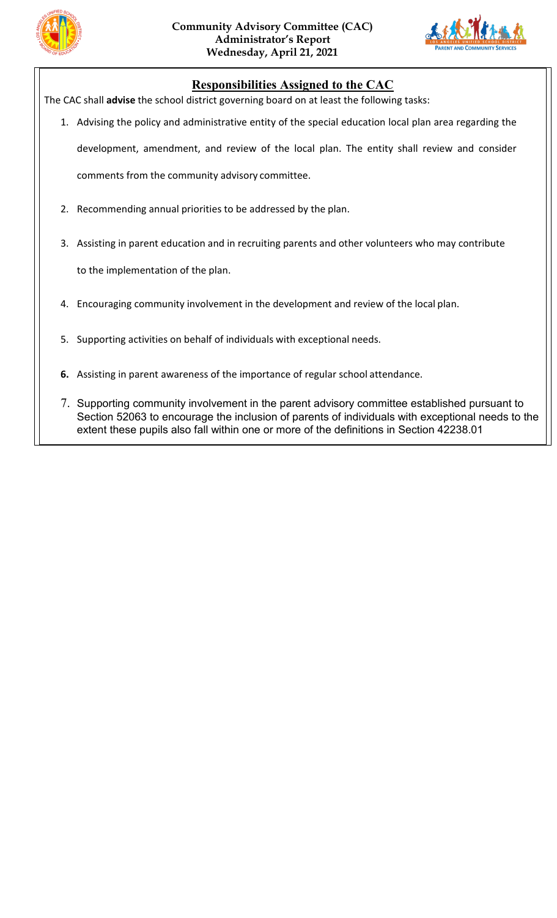## Responsibilities Assigned to the CAC

The CAC shall **advise** the school district governing board on at least the following tasks:

1. Advising the policy and administrative entity of the special education local plan area regarding the development, amendment, and review of the local plan. The entity shall review and consider comments from the community advisory committee.
2. Recommending annual priorities to be addressed by the plan.
3. Assisting in parent education and in recruiting parents and other volunteers who may contribute to the implementation of the plan.
4. Encouraging community involvement in the development and review of the local plan.
5. Supporting activities on behalf of individuals with exceptional needs.
6. Assisting in parent awareness of the importance of regular school attendance.
7. Supporting community involvement in the parent advisory committee established pursuant to Section 52063 to encourage the inclusion of parents of individuals with exceptional needs to the extent these pupils also fall within one or more of the definitions in Section 42238.01